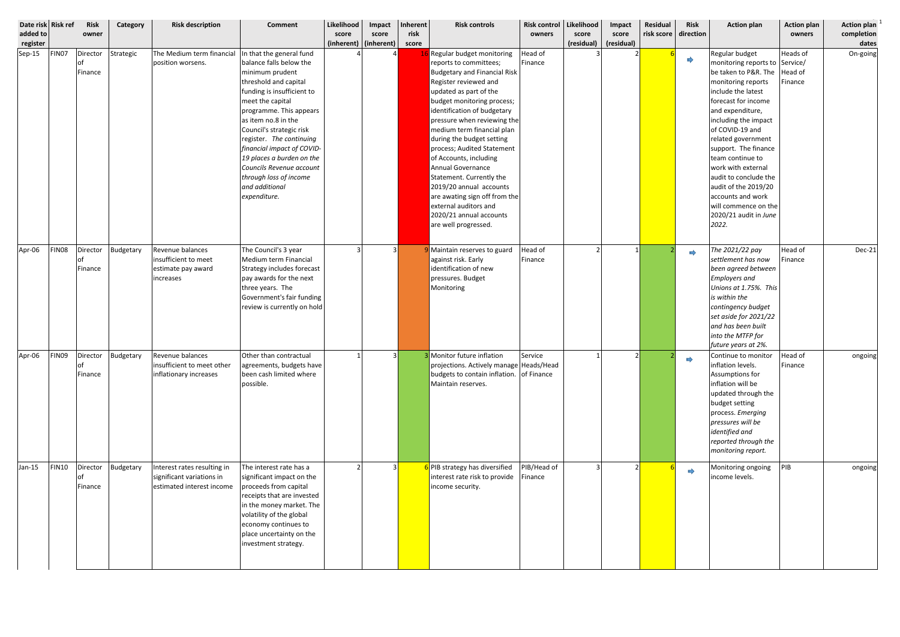| Date risk added to register | Risk ref | Risk owner | Category | Risk description | Comment | Likelihood score (inherent) | Impact score (inherent) | Inherent risk score | Risk controls | Risk control owners | Likelihood score (residual) | Impact score (residual) | Residual risk score | Risk direction | Action plan | Action plan owners | Action plan completion dates |
|---|---|---|---|---|---|---|---|---|---|---|---|---|---|---|---|---|---|
| Sep-15 | FIN07 | Director of Finance | Strategic | The Medium term financial position worsens. | In that the general fund balance falls below the minimum prudent threshold and capital funding is insufficient to meet the capital programme. This appears as item no.8 in the Council's strategic risk register. *The continuing financial impact of COVID-19 places a burden on the Councils Revenue account through loss of income and additional expenditure.* | 4 | 4 | 16 | Regular budget monitoring reports to committees; Budgetary and Financial Risk Register reviewed and updated as part of the budget monitoring process; identification of budgetary pressure when reviewing the medium term financial plan during the budget setting process; Audited Statement of Accounts, including Annual Governance Statement. Currently the 2019/20 annual accounts are awating sign off from the external auditors and 2020/21 annual accounts are well progressed. | Head of Finance | 3 | 2 | 6 | ➡ | Regular budget monitoring reports to be taken to P&R. The monitoring reports include the latest forecast for income and expenditure, including the impact of COVID-19 and related government support. The finance team continue to work with external audit to conclude the audit of the 2019/20 accounts and work will commence on the 2020/21 audit in *June 2022.* | Heads of Service/ Head of Finance | On-going |
| Apr-06 | FIN08 | Director of Finance | Budgetary | Revenue balances insufficient to meet estimate pay award increases | The Council's 3 year Medium term Financial Strategy includes forecast pay awards for the next three years. The Government's fair funding review is currently on hold | 3 | 3 | 9 | Maintain reserves to guard against risk. Early identification of new pressures. Budget Monitoring | Head of Finance | 2 | 1 | 2 | ➡ | *The 2021/22 pay settlement has now been agreed between Employers and Unions at 1.75%. This is within the contingency budget set aside for 2021/22 and has been built into the MTFP for future years at 2%.* | Head of Finance | Dec-21 |
| Apr-06 | FIN09 | Director of Finance | Budgetary | Revenue balances insufficient to meet other inflationary increases | Other than contractual agreements, budgets have been cash limited where possible. | 1 | 3 | 3 | Monitor future inflation projections. Actively manage budgets to contain inflation. Maintain reserves. | Service Heads/Head of Finance | 1 | 2 | 2 | ➡ | Continue to monitor inflation levels. Assumptions for inflation will be updated through the budget setting process. *Emerging pressures will be identified and reported through the monitoring report.* | Head of Finance | ongoing |
| Jan-15 | FIN10 | Director of Finance | Budgetary | Interest rates resulting in significant variations in estimated interest income | The interest rate has a significant impact on the proceeds from capital receipts that are invested in the money market. The volatility of the global economy continues to place uncertainty on the investment strategy. | 2 | 3 | 6 | PIB strategy has diversified interest rate risk to provide income security. | PIB/Head of Finance | 3 | 2 | 6 | ➡ | Monitoring ongoing income levels. | PIB | ongoing |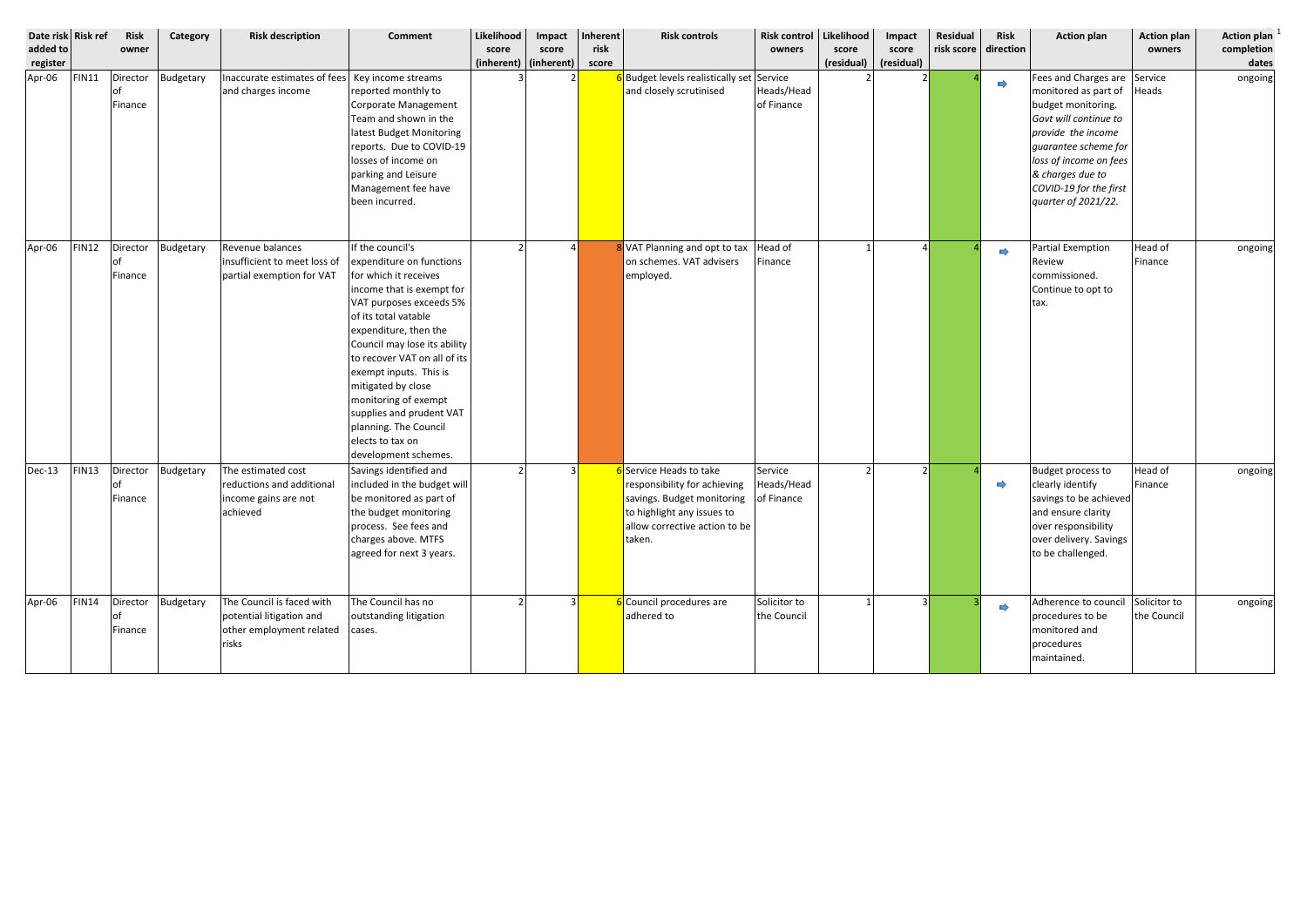| Date risk added to register | Risk ref | Risk owner | Category | Risk description | Comment | Likelihood score (inherent) | Impact score (inherent) | Inherent risk score | Risk controls | Risk control owners | Likelihood score (residual) | Impact score (residual) | Residual risk score | Risk direction | Action plan | Action plan owners | Action plan completion dates |
|---|---|---|---|---|---|---|---|---|---|---|---|---|---|---|---|---|---|
| Apr-06 | FIN11 | Director of Finance | Budgetary | Inaccurate estimates of fees and charges income | Key income streams reported monthly to Corporate Management Team and shown in the latest Budget Monitoring reports. Due to COVID-19 losses of income on parking and Leisure Management fee have been incurred. | 3 | 2 | 6 | Budget levels realistically set and closely scrutinised | Service Heads/Head of Finance | 2 | 2 | 4 | ➡ | Fees and Charges are monitored as part of budget monitoring. *Govt will continue to provide the income guarantee scheme for loss of income on fees & charges due to COVID-19 for the first quarter of 2021/22.* | Service Heads | ongoing |
| Apr-06 | FIN12 | Director of Finance | Budgetary | Revenue balances insufficient to meet loss of partial exemption for VAT | If the council's expenditure on functions for which it receives income that is exempt for VAT purposes exceeds 5% of its total vatable expenditure, then the Council may lose its ability to recover VAT on all of its exempt inputs. This is mitigated by close monitoring of exempt supplies and prudent VAT planning. The Council elects to tax on development schemes. | 2 | 4 | 8 | VAT Planning and opt to tax on schemes. VAT advisers employed. | Head of Finance | 1 | 4 | 4 | ➡ | Partial Exemption Review commissioned. Continue to opt to tax. | Head of Finance | ongoing |
| Dec-13 | FIN13 | Director of Finance | Budgetary | The estimated cost reductions and additional income gains are not achieved | Savings identified and included in the budget will be monitored as part of the budget monitoring process. See fees and charges above. MTFS agreed for next 3 years. | 2 | 3 | 6 | Service Heads to take responsibility for achieving savings. Budget monitoring to highlight any issues to allow corrective action to be taken. | Service Heads/Head of Finance | 2 | 2 | 4 | ➡ | Budget process to clearly identify savings to be achieved and ensure clarity over responsibility over delivery. Savings to be challenged. | Head of Finance | ongoing |
| Apr-06 | FIN14 | Director of Finance | Budgetary | The Council is faced with potential litigation and other employment related risks | The Council has no outstanding litigation cases. | 2 | 3 | 6 | Council procedures are adhered to | Solicitor to the Council | 1 | 3 | 3 | ➡ | Adherence to council procedures to be monitored and procedures maintained. | Solicitor to the Council | ongoing |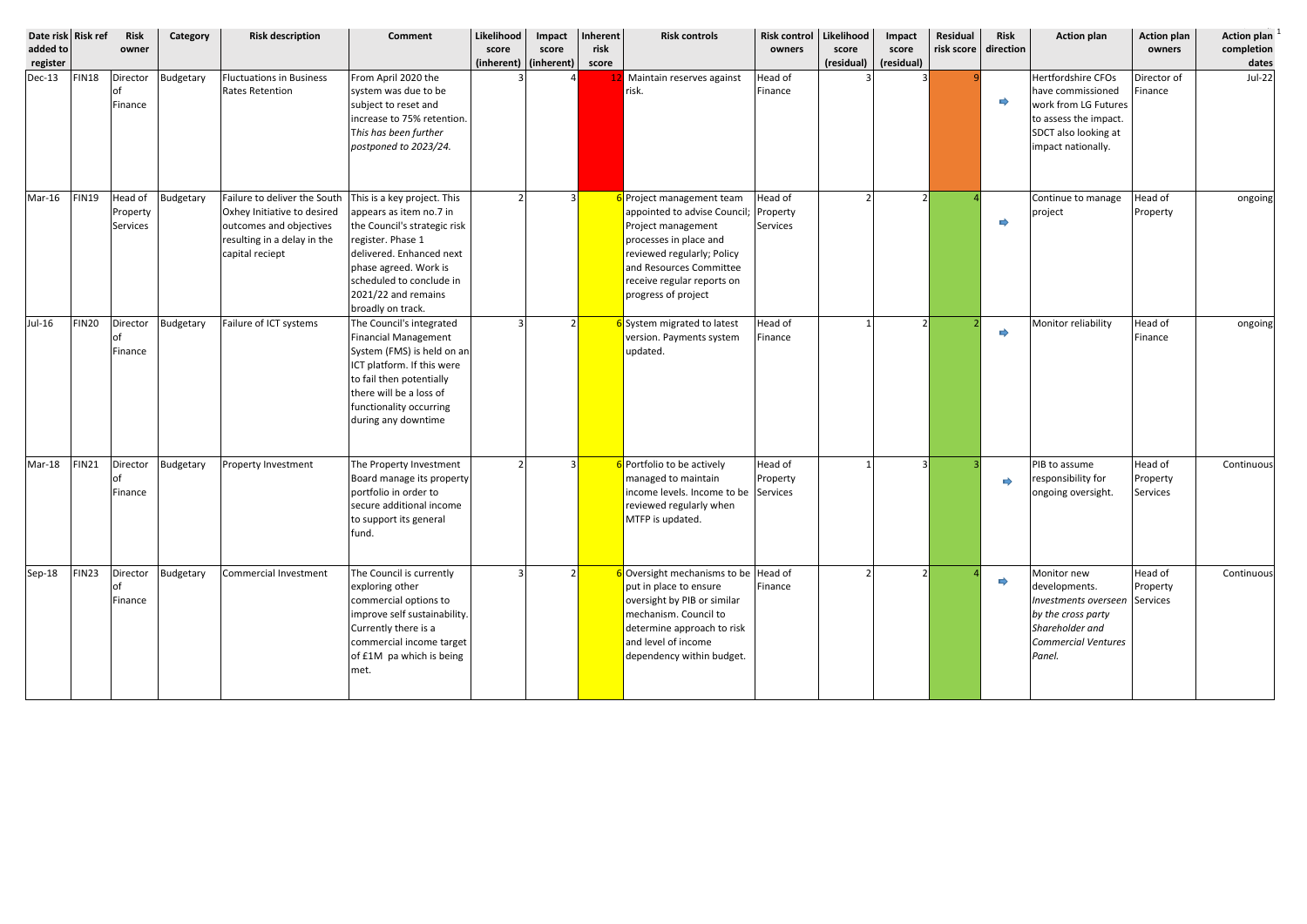| Date risk added to register | Risk ref | Risk owner | Category | Risk description | Comment | Likelihood score (inherent) | Impact score (inherent) | Inherent risk score | Risk controls | Risk control owners | Likelihood score (residual) | Impact score (residual) | Residual risk score | Risk direction | Action plan | Action plan owners | Action plan completion dates |
|---|---|---|---|---|---|---|---|---|---|---|---|---|---|---|---|---|---|
| Dec-13 | FIN18 | Director of Finance | Budgetary | Fluctuations in Business Rates Retention | From April 2020 the system was due to be subject to reset and increase to 75% retention. *This has been further postponed to 2023/24.* | 3 | 4 | 12 | Maintain reserves against risk. | Head of Finance | 3 | 3 | 9 | ➡ | Hertfordshire CFOs have commissioned work from LG Futures to assess the impact. SDCT also looking at impact nationally. | Director of Finance | Jul-22 |
| Mar-16 | FIN19 | Head of Property Services | Budgetary | Failure to deliver the South Oxhey Initiative to desired outcomes and objectives resulting in a delay in the capital reciept | This is a key project. This appears as item no.7 in the Council's strategic risk register. Phase 1 delivered. Enhanced next phase agreed. Work is scheduled to conclude in 2021/22 and remains broadly on track. | 2 | 3 | 6 | Project management team appointed to advise Council; Project management processes in place and reviewed regularly; Policy and Resources Committee receive regular reports on progress of project | Head of Property Services | 2 | 2 | 4 | ➡ | Continue to manage project | Head of Property | ongoing |
| Jul-16 | FIN20 | Director of Finance | Budgetary | Failure of ICT systems | The Council's integrated Financial Management System (FMS) is held on an ICT platform. If this were to fail then potentially there will be a loss of functionality occurring during any downtime | 3 | 2 | 6 | System migrated to latest version. Payments system updated. | Head of Finance | 1 | 2 | 2 | ➡ | Monitor reliability | Head of Finance | ongoing |
| Mar-18 | FIN21 | Director of Finance | Budgetary | Property Investment | The Property Investment Board manage its property portfolio in order to secure additional income to support its general fund. | 2 | 3 | 6 | Portfolio to be actively managed to maintain income levels. Income to be reviewed regularly when MTFP is updated. | Head of Property Services | 1 | 3 | 3 | ➡ | PIB to assume responsibility for ongoing oversight. | Head of Property Services | Continuous |
| Sep-18 | FIN23 | Director of Finance | Budgetary | Commercial Investment | The Council is currently exploring other commercial options to improve self sustainability. Currently there is a commercial income target of £1M pa which is being met. | 3 | 2 | 6 | Oversight mechanisms to be put in place to ensure oversight by PIB or similar mechanism. Council to determine approach to risk and level of income dependency within budget. | Head of Finance | 2 | 2 | 4 | ➡ | Monitor new developments. *Investments overseen by the cross party Shareholder and Commercial Ventures Panel.* | Head of Property Services | Continuous |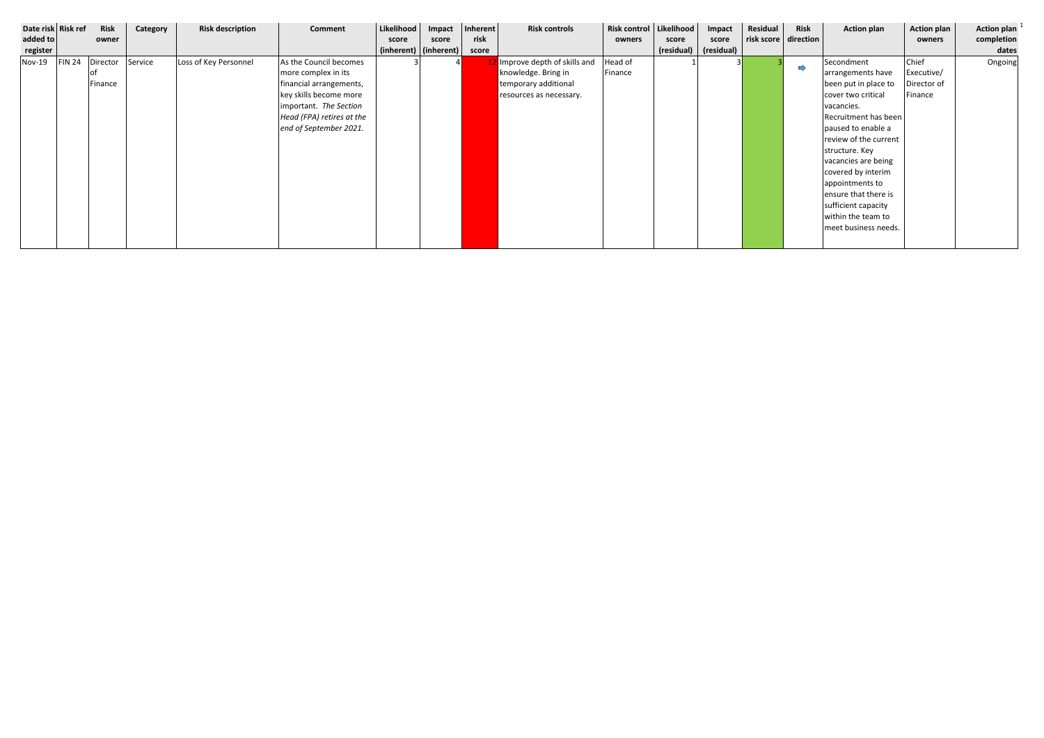| Date risk added to register | Risk ref | Risk owner | Category | Risk description | Comment | Likelihood score (inherent) | Impact score (inherent) | Inherent risk score | Risk controls | Risk control owners | Likelihood score (residual) | Impact score (residual) | Residual risk score | Risk direction | Action plan | Action plan owners | Action plan completion dates |
|---|---|---|---|---|---|---|---|---|---|---|---|---|---|---|---|---|---|
| Nov-19 | FIN 24 | Director of Finance | Service | Loss of Key Personnel | As the Council becomes more complex in its financial arrangements, key skills become more important. *The Section Head (FPA) retires at the end of September 2021.* | 3 | 4 | 12 | Improve depth of skills and knowledge. Bring in temporary additional resources as necessary. | Head of Finance | 1 | 3 | 3 | ⇨ | Secondment arrangements have been put in place to cover two critical vacancies. Recruitment has been paused to enable a review of the current structure. Key vacancies are being covered by interim appointments to ensure that there is sufficient capacity within the team to meet business needs. | Chief Executive/ Director of Finance | Ongoing |